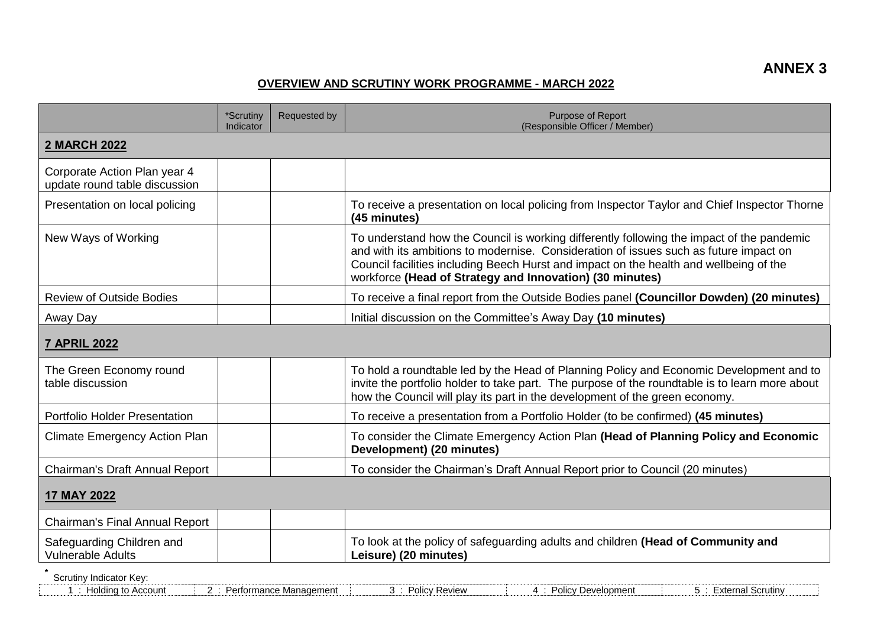**ANNEX 3**

**OVERVIEW AND SCRUTINY WORK PROGRAMME - MARCH 2022**

| | *Scrutiny Indicator | Requested by | Purpose of Report (Responsible Officer / Member) |
|---|---|---|---|
| **2 MARCH 2022** | | | |
| Corporate Action Plan year 4 update round table discussion | | | |
| Presentation on local policing | | | To receive a presentation on local policing from Inspector Taylor and Chief Inspector Thorne **(45 minutes)** |
| New Ways of Working | | | To understand how the Council is working differently following the impact of the pandemic and with its ambitions to modernise. Consideration of issues such as future impact on Council facilities including Beech Hurst and impact on the health and wellbeing of the workforce **(Head of Strategy and Innovation) (30 minutes)** |
| Review of Outside Bodies | | | To receive a final report from the Outside Bodies panel **(Councillor Dowden) (20 minutes)** |
| Away Day | | | Initial discussion on the Committee's Away Day **(10 minutes)** |
| **7 APRIL 2022** | | | |
| The Green Economy round table discussion | | | To hold a roundtable led by the Head of Planning Policy and Economic Development and to invite the portfolio holder to take part. The purpose of the roundtable is to learn more about how the Council will play its part in the development of the green economy. |
| Portfolio Holder Presentation | | | To receive a presentation from a Portfolio Holder (to be confirmed) **(45 minutes)** |
| Climate Emergency Action Plan | | | To consider the Climate Emergency Action Plan **(Head of Planning Policy and Economic Development) (20 minutes)** |
| Chairman's Draft Annual Report | | | To consider the Chairman's Draft Annual Report prior to Council (20 minutes) |
| **17 MAY 2022** | | | |
| Chairman's Final Annual Report | | | |
| Safeguarding Children and Vulnerable Adults | | | To look at the policy of safeguarding adults and children **(Head of Community and Leisure) (20 minutes)** |

* Scrutiny Indicator Key:

| 1 : Holding to Account | 2 : Performance Management | 3 : Policy Review | 4 : Policy Development | 5 : External Scrutiny |
|---|---|---|---|---|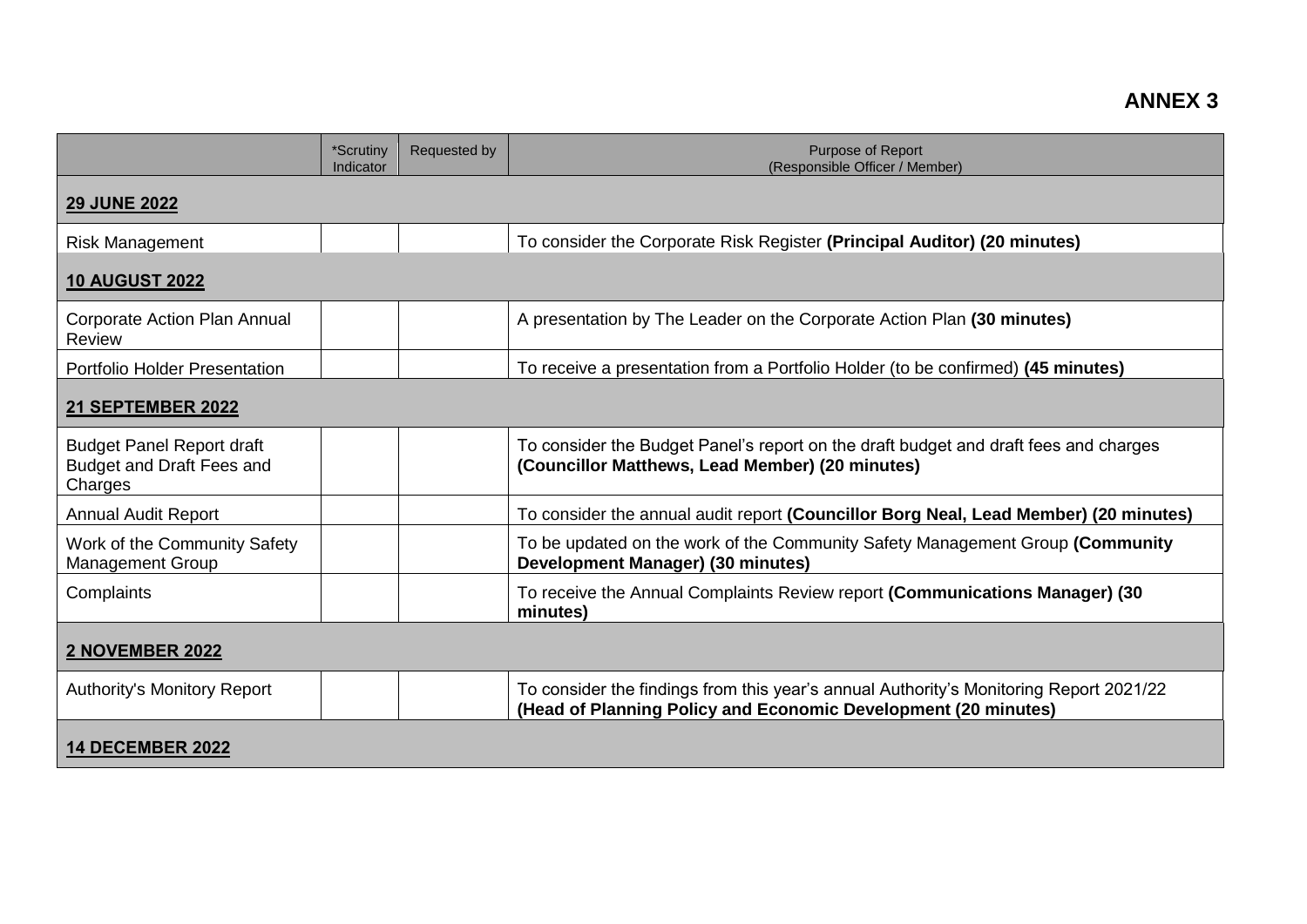# ANNEX 3

| | *Scrutiny Indicator | Requested by | Purpose of Report (Responsible Officer / Member) |
|---|---|---|---|
| **29 JUNE 2022** | | | |
| Risk Management | | | To consider the Corporate Risk Register **(Principal Auditor) (20 minutes)** |
| **10 AUGUST 2022** | | | |
| Corporate Action Plan Annual Review | | | A presentation by The Leader on the Corporate Action Plan **(30 minutes)** |
| Portfolio Holder Presentation | | | To receive a presentation from a Portfolio Holder (to be confirmed) **(45 minutes)** |
| **21 SEPTEMBER 2022** | | | |
| Budget Panel Report draft Budget and Draft Fees and Charges | | | To consider the Budget Panel's report on the draft budget and draft fees and charges **(Councillor Matthews, Lead Member) (20 minutes)** |
| Annual Audit Report | | | To consider the annual audit report **(Councillor Borg Neal, Lead Member) (20 minutes)** |
| Work of the Community Safety Management Group | | | To be updated on the work of the Community Safety Management Group **(Community Development Manager) (30 minutes)** |
| Complaints | | | To receive the Annual Complaints Review report **(Communications Manager) (30 minutes)** |
| **2 NOVEMBER 2022** | | | |
| Authority's Monitory Report | | | To consider the findings from this year's annual Authority's Monitoring Report 2021/22 **(Head of Planning Policy and Economic Development (20 minutes)** |
| **14 DECEMBER 2022** | | | |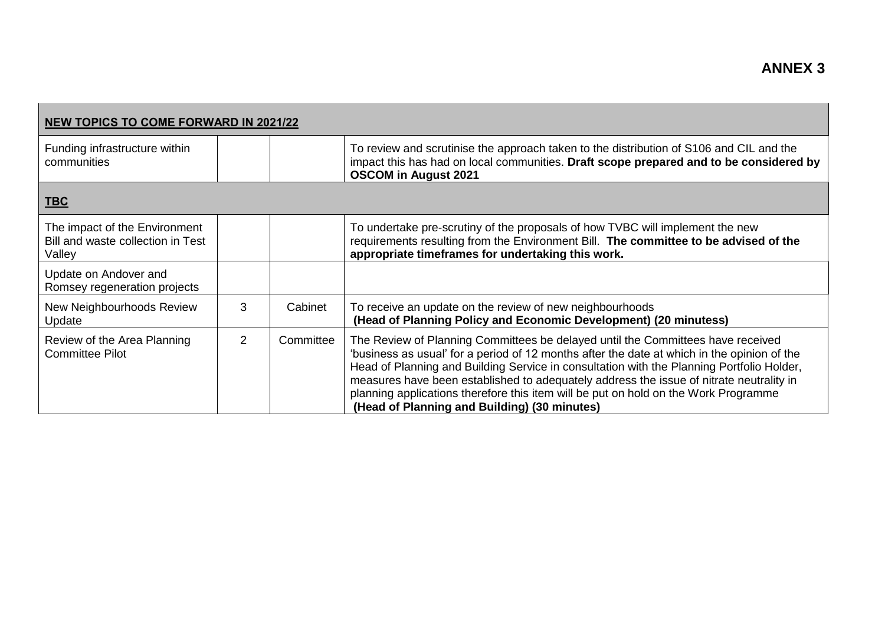**ANNEX 3**

| | | | |
|---|---|---|---|
| **NEW TOPICS TO COME FORWARD IN 2021/22** | | | |
| Funding infrastructure within communities | | | To review and scrutinise the approach taken to the distribution of S106 and CIL and the impact this has had on local communities. **Draft scope prepared and to be considered by OSCOM in August 2021** |
| **TBC** | | | |
| The impact of the Environment Bill and waste collection in Test Valley | | | To undertake pre-scrutiny of the proposals of how TVBC will implement the new requirements resulting from the Environment Bill. **The committee to be advised of the appropriate timeframes for undertaking this work.** |
| Update on Andover and Romsey regeneration projects | | | |
| New Neighbourhoods Review Update | 3 | Cabinet | To receive an update on the review of new neighbourhoods **(Head of Planning Policy and Economic Development) (20 minutess)** |
| Review of the Area Planning Committee Pilot | 2 | Committee | The Review of Planning Committees be delayed until the Committees have received 'business as usual' for a period of 12 months after the date at which in the opinion of the Head of Planning and Building Service in consultation with the Planning Portfolio Holder, measures have been established to adequately address the issue of nitrate neutrality in planning applications therefore this item will be put on hold on the Work Programme **(Head of Planning and Building) (30 minutes)** |